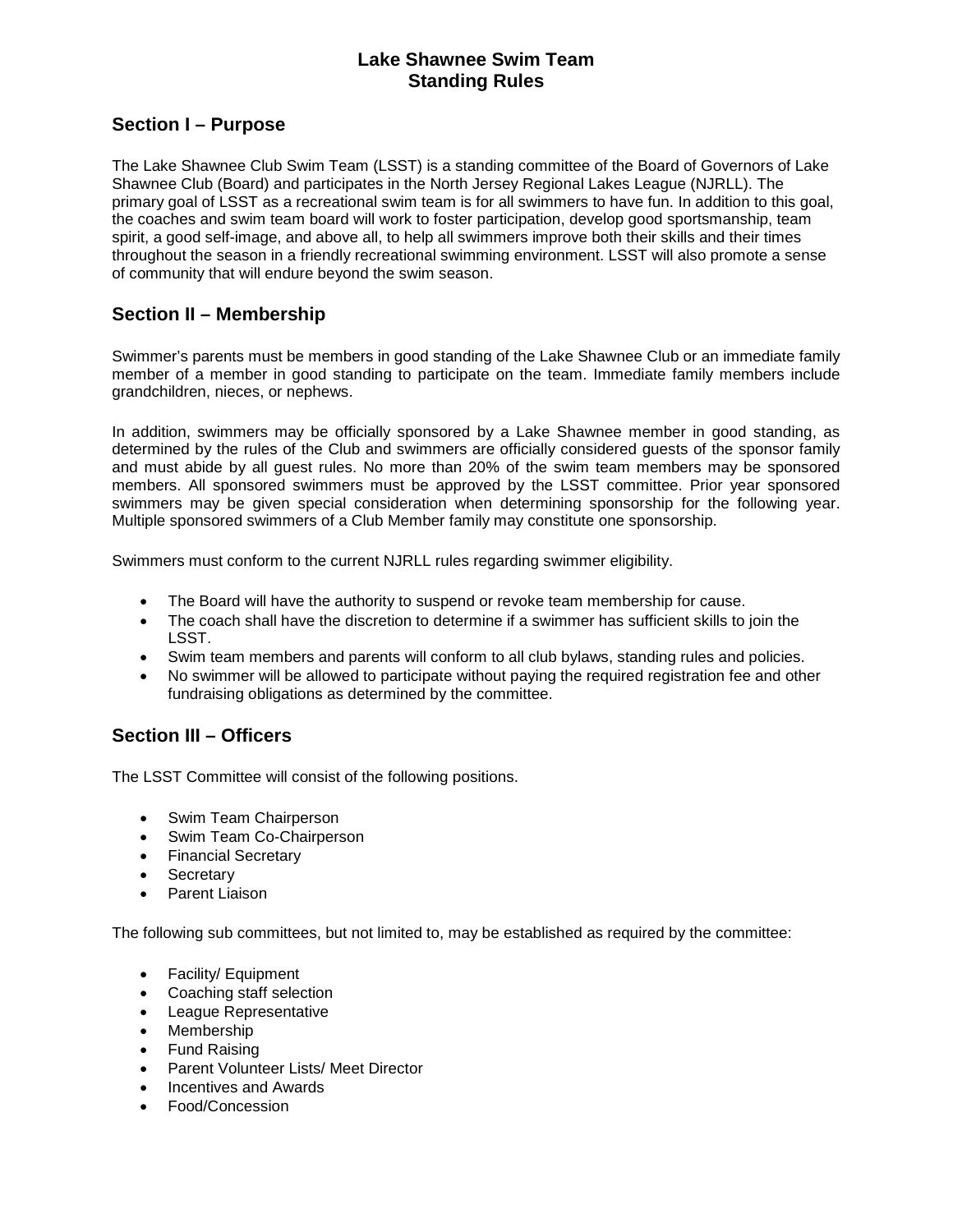# Lake Shawnee Swim Team
# Standing Rules

## Section I – Purpose

The Lake Shawnee Club Swim Team (LSST) is a standing committee of the Board of Governors of Lake Shawnee Club (Board) and participates in the North Jersey Regional Lakes League (NJRLL). The primary goal of LSST as a recreational swim team is for all swimmers to have fun. In addition to this goal, the coaches and swim team board will work to foster participation, develop good sportsmanship, team spirit, a good self-image, and above all, to help all swimmers improve both their skills and their times throughout the season in a friendly recreational swimming environment. LSST will also promote a sense of community that will endure beyond the swim season.

## Section II – Membership

Swimmer's parents must be members in good standing of the Lake Shawnee Club or an immediate family member of a member in good standing to participate on the team. Immediate family members include grandchildren, nieces, or nephews.

In addition, swimmers may be officially sponsored by a Lake Shawnee member in good standing, as determined by the rules of the Club and swimmers are officially considered guests of the sponsor family and must abide by all guest rules. No more than 20% of the swim team members may be sponsored members. All sponsored swimmers must be approved by the LSST committee. Prior year sponsored swimmers may be given special consideration when determining sponsorship for the following year. Multiple sponsored swimmers of a Club Member family may constitute one sponsorship.

Swimmers must conform to the current NJRLL rules regarding swimmer eligibility.

- The Board will have the authority to suspend or revoke team membership for cause.
- The coach shall have the discretion to determine if a swimmer has sufficient skills to join the LSST.
- Swim team members and parents will conform to all club bylaws, standing rules and policies.
- No swimmer will be allowed to participate without paying the required registration fee and other fundraising obligations as determined by the committee.

## Section III – Officers

The LSST Committee will consist of the following positions.

- Swim Team Chairperson
- Swim Team Co-Chairperson
- Financial Secretary
- Secretary
- Parent Liaison

The following sub committees, but not limited to, may be established as required by the committee:

- Facility/ Equipment
- Coaching staff selection
- League Representative
- Membership
- Fund Raising
- Parent Volunteer Lists/ Meet Director
- Incentives and Awards
- Food/Concession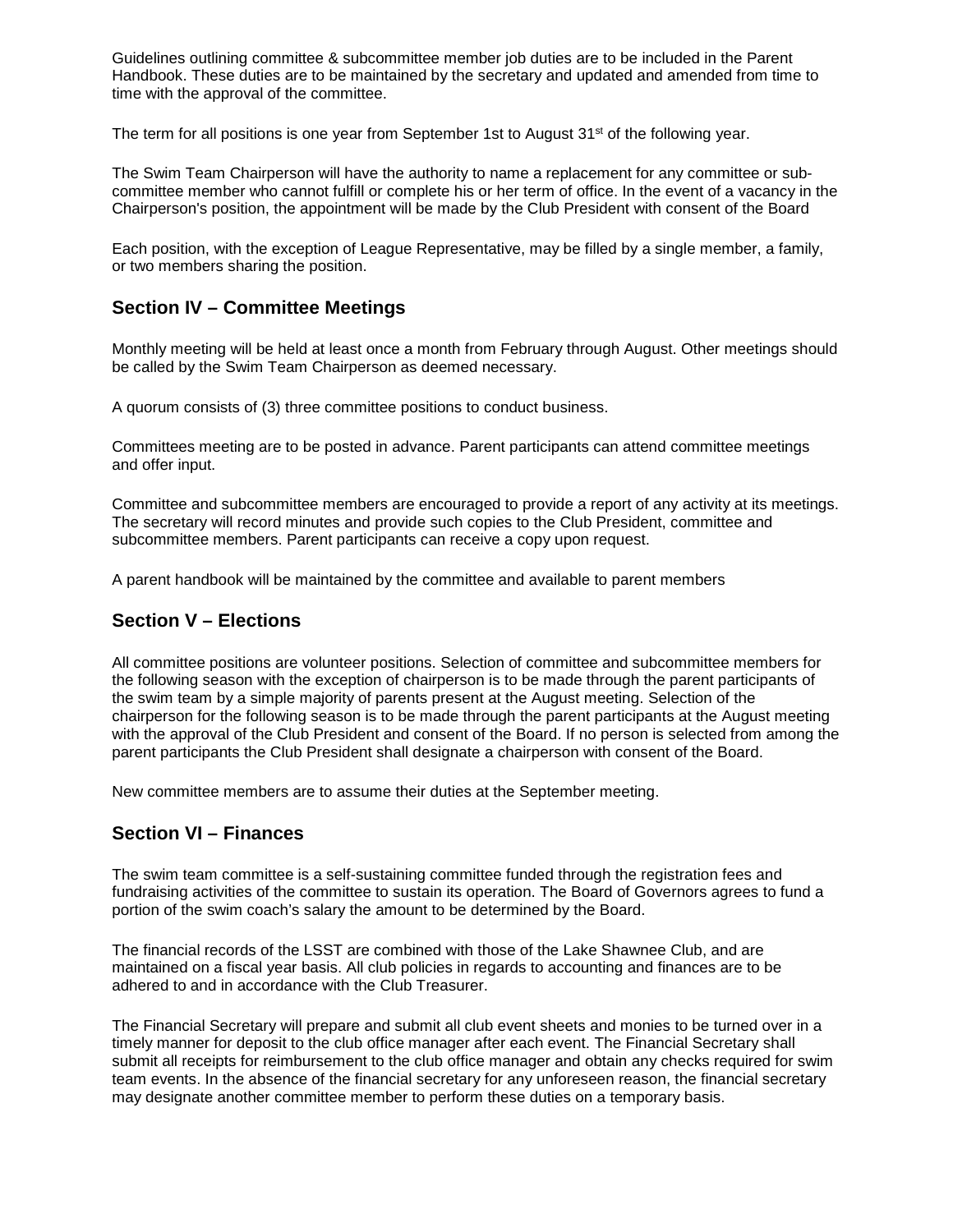Guidelines outlining committee & subcommittee member job duties are to be included in the Parent Handbook. These duties are to be maintained by the secretary and updated and amended from time to time with the approval of the committee.

The term for all positions is one year from September 1st to August 31st of the following year.

The Swim Team Chairperson will have the authority to name a replacement for any committee or sub-committee member who cannot fulfill or complete his or her term of office. In the event of a vacancy in the Chairperson's position, the appointment will be made by the Club President with consent of the Board

Each position, with the exception of League Representative, may be filled by a single member, a family, or two members sharing the position.

## Section IV – Committee Meetings

Monthly meeting will be held at least once a month from February through August. Other meetings should be called by the Swim Team Chairperson as deemed necessary.

A quorum consists of (3) three committee positions to conduct business.

Committees meeting are to be posted in advance. Parent participants can attend committee meetings and offer input.

Committee and subcommittee members are encouraged to provide a report of any activity at its meetings. The secretary will record minutes and provide such copies to the Club President, committee and subcommittee members. Parent participants can receive a copy upon request.

A parent handbook will be maintained by the committee and available to parent members

## Section V – Elections

All committee positions are volunteer positions. Selection of committee and subcommittee members for the following season with the exception of chairperson is to be made through the parent participants of the swim team by a simple majority of parents present at the August meeting. Selection of the chairperson for the following season is to be made through the parent participants at the August meeting with the approval of the Club President and consent of the Board. If no person is selected from among the parent participants the Club President shall designate a chairperson with consent of the Board.

New committee members are to assume their duties at the September meeting.

## Section VI – Finances

The swim team committee is a self-sustaining committee funded through the registration fees and fundraising activities of the committee to sustain its operation. The Board of Governors agrees to fund a portion of the swim coach's salary the amount to be determined by the Board.

The financial records of the LSST are combined with those of the Lake Shawnee Club, and are maintained on a fiscal year basis. All club policies in regards to accounting and finances are to be adhered to and in accordance with the Club Treasurer.

The Financial Secretary will prepare and submit all club event sheets and monies to be turned over in a timely manner for deposit to the club office manager after each event. The Financial Secretary shall submit all receipts for reimbursement to the club office manager and obtain any checks required for swim team events. In the absence of the financial secretary for any unforeseen reason, the financial secretary may designate another committee member to perform these duties on a temporary basis.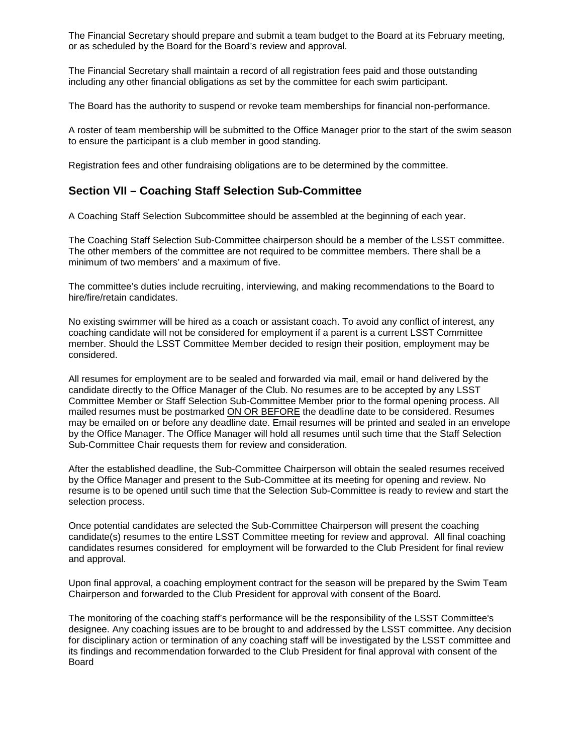The Financial Secretary should prepare and submit a team budget to the Board at its February meeting, or as scheduled by the Board for the Board's review and approval.

The Financial Secretary shall maintain a record of all registration fees paid and those outstanding including any other financial obligations as set by the committee for each swim participant.

The Board has the authority to suspend or revoke team memberships for financial non-performance.

A roster of team membership will be submitted to the Office Manager prior to the start of the swim season to ensure the participant is a club member in good standing.

Registration fees and other fundraising obligations are to be determined by the committee.

## Section VII – Coaching Staff Selection Sub-Committee

A Coaching Staff Selection Subcommittee should be assembled at the beginning of each year.

The Coaching Staff Selection Sub-Committee chairperson should be a member of the LSST committee. The other members of the committee are not required to be committee members. There shall be a minimum of two members' and a maximum of five.

The committee's duties include recruiting, interviewing, and making recommendations to the Board to hire/fire/retain candidates.

No existing swimmer will be hired as a coach or assistant coach. To avoid any conflict of interest, any coaching candidate will not be considered for employment if a parent is a current LSST Committee member. Should the LSST Committee Member decided to resign their position, employment may be considered.

All resumes for employment are to be sealed and forwarded via mail, email or hand delivered by the candidate directly to the Office Manager of the Club. No resumes are to be accepted by any LSST Committee Member or Staff Selection Sub-Committee Member prior to the formal opening process. All mailed resumes must be postmarked <u>ON OR BEFORE</u> the deadline date to be considered. Resumes may be emailed on or before any deadline date. Email resumes will be printed and sealed in an envelope by the Office Manager. The Office Manager will hold all resumes until such time that the Staff Selection Sub-Committee Chair requests them for review and consideration.

After the established deadline, the Sub-Committee Chairperson will obtain the sealed resumes received by the Office Manager and present to the Sub-Committee at its meeting for opening and review. No resume is to be opened until such time that the Selection Sub-Committee is ready to review and start the selection process.

Once potential candidates are selected the Sub-Committee Chairperson will present the coaching candidate(s) resumes to the entire LSST Committee meeting for review and approval. All final coaching candidates resumes considered for employment will be forwarded to the Club President for final review and approval.

Upon final approval, a coaching employment contract for the season will be prepared by the Swim Team Chairperson and forwarded to the Club President for approval with consent of the Board.

The monitoring of the coaching staff's performance will be the responsibility of the LSST Committee's designee. Any coaching issues are to be brought to and addressed by the LSST committee. Any decision for disciplinary action or termination of any coaching staff will be investigated by the LSST committee and its findings and recommendation forwarded to the Club President for final approval with consent of the Board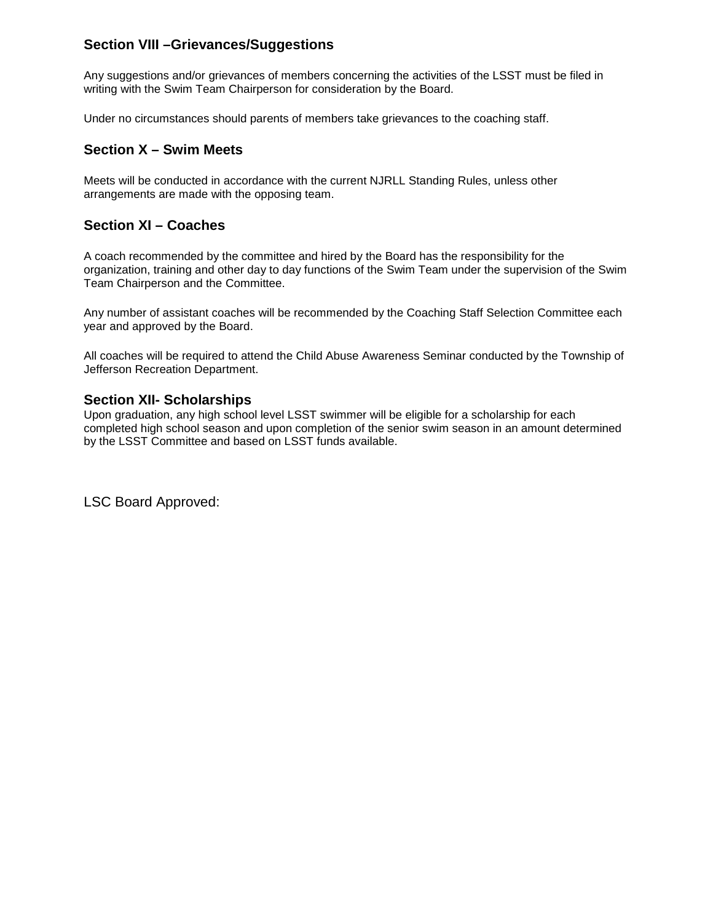## Section VIII –Grievances/Suggestions

Any suggestions and/or grievances of members concerning the activities of the LSST must be filed in writing with the Swim Team Chairperson for consideration by the Board.

Under no circumstances should parents of members take grievances to the coaching staff.

## Section X – Swim Meets

Meets will be conducted in accordance with the current NJRLL Standing Rules, unless other arrangements are made with the opposing team.

## Section XI – Coaches

A coach recommended by the committee and hired by the Board has the responsibility for the organization, training and other day to day functions of the Swim Team under the supervision of the Swim Team Chairperson and the Committee.

Any number of assistant coaches will be recommended by the Coaching Staff Selection Committee each year and approved by the Board.

All coaches will be required to attend the Child Abuse Awareness Seminar conducted by the Township of Jefferson Recreation Department.

## Section XII- Scholarships

Upon graduation, any high school level LSST swimmer will be eligible for a scholarship for each completed high school season and upon completion of the senior swim season in an amount determined by the LSST Committee and based on LSST funds available.

LSC Board Approved: